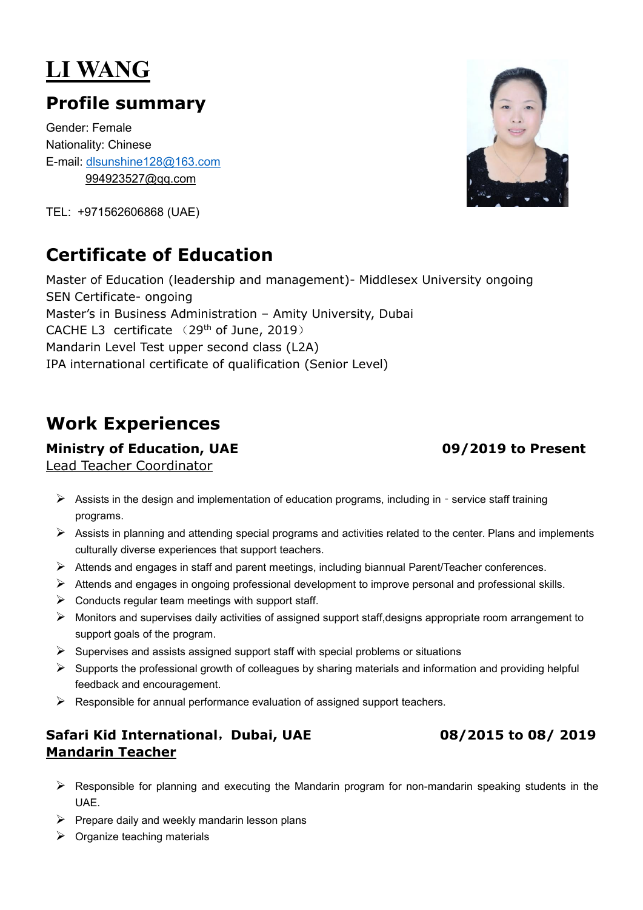# LI WANG

## Profile summary

Gender: Female
Nationality: Chinese
E-mail: dlsunshine128@163.com
994923527@qq.com

TEL: +971562606868 (UAE)

## Certificate of Education

Master of Education (leadership and management)- Middlesex University ongoing
SEN Certificate- ongoing
Master's in Business Administration – Amity University, Dubai
CACHE L3 certificate （29th of June, 2019）
Mandarin Level Test upper second class (L2A)
IPA international certificate of qualification (Senior Level)

## Work Experiences

### Ministry of Education, UAE — 09/2019 to Present

Lead Teacher Coordinator

- Assists in the design and implementation of education programs, including in‐service staff training programs.
- Assists in planning and attending special programs and activities related to the center. Plans and implements culturally diverse experiences that support teachers.
- Attends and engages in staff and parent meetings, including biannual Parent/Teacher conferences.
- Attends and engages in ongoing professional development to improve personal and professional skills.
- Conducts regular team meetings with support staff.
- Monitors and supervises daily activities of assigned support staff,designs appropriate room arrangement to support goals of the program.
- Supervises and assists assigned support staff with special problems or situations
- Supports the professional growth of colleagues by sharing materials and information and providing helpful feedback and encouragement.
- Responsible for annual performance evaluation of assigned support teachers.

### Safari Kid International，Dubai, UAE — 08/2015 to 08/ 2019

**Mandarin Teacher**

- Responsible for planning and executing the Mandarin program for non-mandarin speaking students in the UAE.
- Prepare daily and weekly mandarin lesson plans
- Organize teaching materials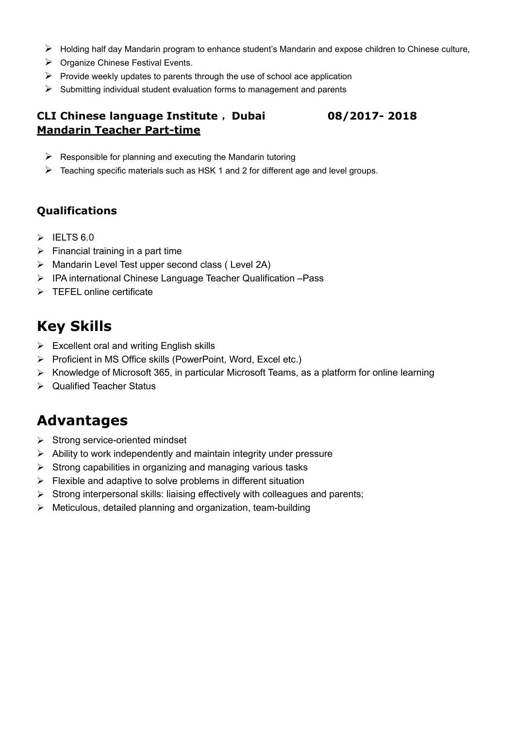- Holding half day Mandarin program to enhance student's Mandarin and expose children to Chinese culture,
- Organize Chinese Festival Events.
- Provide weekly updates to parents through the use of school ace application
- Submitting individual student evaluation forms to management and parents

**CLI Chinese language Institute，Dubai 08/2017- 2018**
**<u>Mandarin Teacher Part-time</u>**

- Responsible for planning and executing the Mandarin tutoring
- Teaching specific materials such as HSK 1 and 2 for different age and level groups.

### Qualifications

- IELTS 6.0
- Financial training in a part time
- Mandarin Level Test upper second class ( Level 2A)
- IPA international Chinese Language Teacher Qualification –Pass
- TEFEL online certificate

## Key Skills

- Excellent oral and writing English skills
- Proficient in MS Office skills (PowerPoint, Word, Excel etc.)
- Knowledge of Microsoft 365, in particular Microsoft Teams, as a platform for online learning
- Qualified Teacher Status

## Advantages

- Strong service-oriented mindset
- Ability to work independently and maintain integrity under pressure
- Strong capabilities in organizing and managing various tasks
- Flexible and adaptive to solve problems in different situation
- Strong interpersonal skills: liaising effectively with colleagues and parents;
- Meticulous, detailed planning and organization, team-building